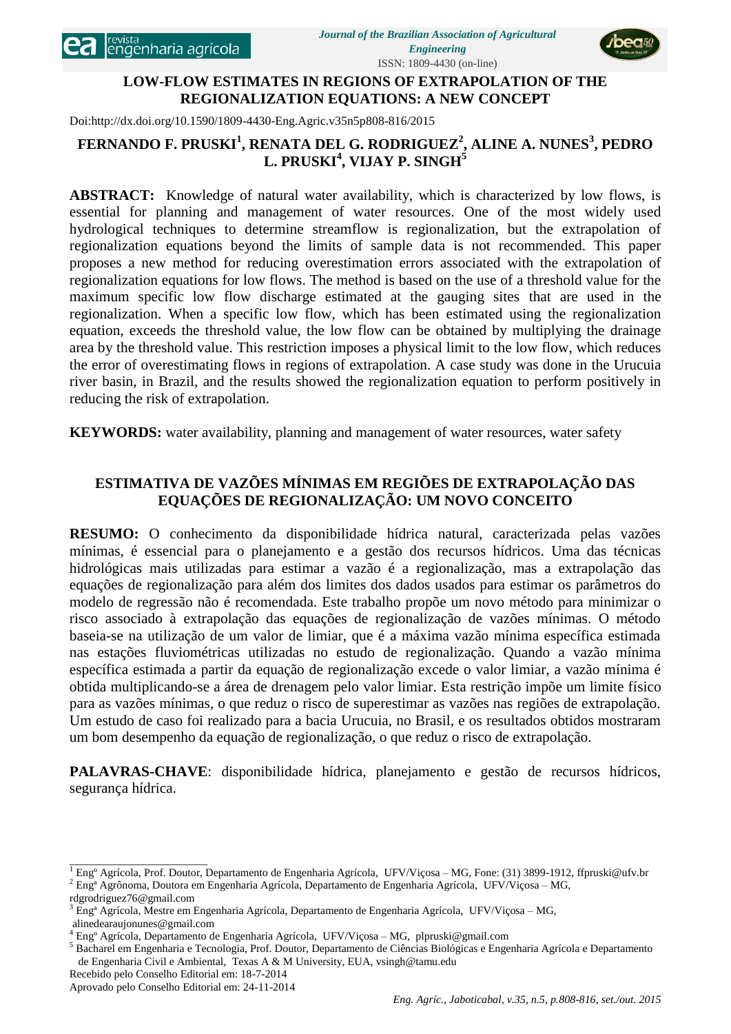# LOW-FLOW ESTIMATES IN REGIONS OF EXTRAPOLATION OF THE REGIONALIZATION EQUATIONS: A NEW CONCEPT

Doi:http://dx.doi.org/10.1590/1809-4430-Eng.Agric.v35n5p808-816/2015

## FERNANDO F. PRUSKI[1], RENATA DEL G. RODRIGUEZ[2], ALINE A. NUNES[3], PEDRO L. PRUSKI[4], VIJAY P. SINGH[5]

**ABSTRACT:** Knowledge of natural water availability, which is characterized by low flows, is essential for planning and management of water resources. One of the most widely used hydrological techniques to determine streamflow is regionalization, but the extrapolation of regionalization equations beyond the limits of sample data is not recommended. This paper proposes a new method for reducing overestimation errors associated with the extrapolation of regionalization equations for low flows. The method is based on the use of a threshold value for the maximum specific low flow discharge estimated at the gauging sites that are used in the regionalization. When a specific low flow, which has been estimated using the regionalization equation, exceeds the threshold value, the low flow can be obtained by multiplying the drainage area by the threshold value. This restriction imposes a physical limit to the low flow, which reduces the error of overestimating flows in regions of extrapolation. A case study was done in the Urucuia river basin, in Brazil, and the results showed the regionalization equation to perform positively in reducing the risk of extrapolation.

**KEYWORDS:** water availability, planning and management of water resources, water safety

# ESTIMATIVA DE VAZÕES MÍNIMAS EM REGIÕES DE EXTRAPOLAÇÃO DAS EQUAÇÕES DE REGIONALIZAÇÃO: UM NOVO CONCEITO

**RESUMO:** O conhecimento da disponibilidade hídrica natural, caracterizada pelas vazões mínimas, é essencial para o planejamento e a gestão dos recursos hídricos. Uma das técnicas hidrológicas mais utilizadas para estimar a vazão é a regionalização, mas a extrapolação das equações de regionalização para além dos limites dos dados usados para estimar os parâmetros do modelo de regressão não é recomendada. Este trabalho propõe um novo método para minimizar o risco associado à extrapolação das equações de regionalização de vazões mínimas. O método baseia-se na utilização de um valor de limiar, que é a máxima vazão mínima específica estimada nas estações fluviométricas utilizadas no estudo de regionalização. Quando a vazão mínima específica estimada a partir da equação de regionalização excede o valor limiar, a vazão mínima é obtida multiplicando-se a área de drenagem pelo valor limiar. Esta restrição impõe um limite físico para as vazões mínimas, o que reduz o risco de superestimar as vazões nas regiões de extrapolação. Um estudo de caso foi realizado para a bacia Urucuia, no Brasil, e os resultados obtidos mostraram um bom desempenho da equação de regionalização, o que reduz o risco de extrapolação.

**PALAVRAS-CHAVE**: disponibilidade hídrica, planejamento e gestão de recursos hídricos, segurança hídrica.

---

[1] Engº Agrícola, Prof. Doutor, Departamento de Engenharia Agrícola, UFV/Viçosa – MG, Fone: (31) 3899-1912, ffpruski@ufv.br

[2] Engª Agrônoma, Doutora em Engenharia Agrícola, Departamento de Engenharia Agrícola, UFV/Viçosa – MG, rdgrodriguez76@gmail.com

[3] Engª Agrícola, Mestre em Engenharia Agrícola, Departamento de Engenharia Agrícola, UFV/Viçosa – MG, alinedearaujonunes@gmail.com

[4] Engº Agrícola, Departamento de Engenharia Agrícola, UFV/Viçosa – MG, plpruski@gmail.com

[5] Bacharel em Engenharia e Tecnologia, Prof. Doutor, Departamento de Ciências Biológicas e Engenharia Agrícola e Departamento de Engenharia Civil e Ambiental, Texas A & M University, EUA, vsingh@tamu.edu

Recebido pelo Conselho Editorial em: 18-7-2014

Aprovado pelo Conselho Editorial em: 24-11-2014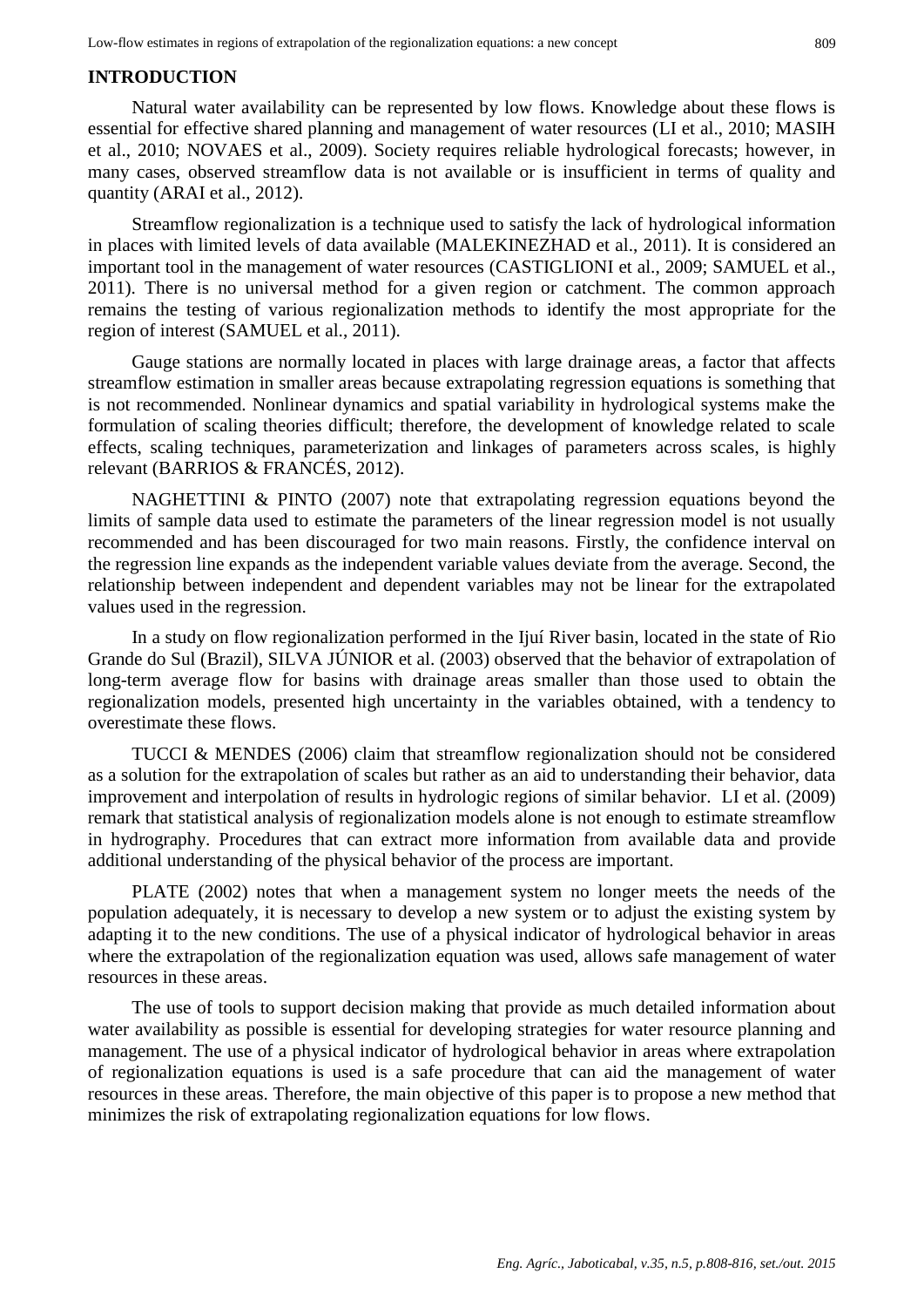## INTRODUCTION

Natural water availability can be represented by low flows. Knowledge about these flows is essential for effective shared planning and management of water resources (LI et al., 2010; MASIH et al., 2010; NOVAES et al., 2009). Society requires reliable hydrological forecasts; however, in many cases, observed streamflow data is not available or is insufficient in terms of quality and quantity (ARAI et al., 2012).

Streamflow regionalization is a technique used to satisfy the lack of hydrological information in places with limited levels of data available (MALEKINEZHAD et al., 2011). It is considered an important tool in the management of water resources (CASTIGLIONI et al., 2009; SAMUEL et al., 2011). There is no universal method for a given region or catchment. The common approach remains the testing of various regionalization methods to identify the most appropriate for the region of interest (SAMUEL et al., 2011).

Gauge stations are normally located in places with large drainage areas, a factor that affects streamflow estimation in smaller areas because extrapolating regression equations is something that is not recommended. Nonlinear dynamics and spatial variability in hydrological systems make the formulation of scaling theories difficult; therefore, the development of knowledge related to scale effects, scaling techniques, parameterization and linkages of parameters across scales, is highly relevant (BARRIOS & FRANCÉS, 2012).

NAGHETTINI & PINTO (2007) note that extrapolating regression equations beyond the limits of sample data used to estimate the parameters of the linear regression model is not usually recommended and has been discouraged for two main reasons. Firstly, the confidence interval on the regression line expands as the independent variable values deviate from the average. Second, the relationship between independent and dependent variables may not be linear for the extrapolated values used in the regression.

In a study on flow regionalization performed in the Ijuí River basin, located in the state of Rio Grande do Sul (Brazil), SILVA JÚNIOR et al. (2003) observed that the behavior of extrapolation of long-term average flow for basins with drainage areas smaller than those used to obtain the regionalization models, presented high uncertainty in the variables obtained, with a tendency to overestimate these flows.

TUCCI & MENDES (2006) claim that streamflow regionalization should not be considered as a solution for the extrapolation of scales but rather as an aid to understanding their behavior, data improvement and interpolation of results in hydrologic regions of similar behavior. LI et al. (2009) remark that statistical analysis of regionalization models alone is not enough to estimate streamflow in hydrography. Procedures that can extract more information from available data and provide additional understanding of the physical behavior of the process are important.

PLATE (2002) notes that when a management system no longer meets the needs of the population adequately, it is necessary to develop a new system or to adjust the existing system by adapting it to the new conditions. The use of a physical indicator of hydrological behavior in areas where the extrapolation of the regionalization equation was used, allows safe management of water resources in these areas.

The use of tools to support decision making that provide as much detailed information about water availability as possible is essential for developing strategies for water resource planning and management. The use of a physical indicator of hydrological behavior in areas where extrapolation of regionalization equations is used is a safe procedure that can aid the management of water resources in these areas. Therefore, the main objective of this paper is to propose a new method that minimizes the risk of extrapolating regionalization equations for low flows.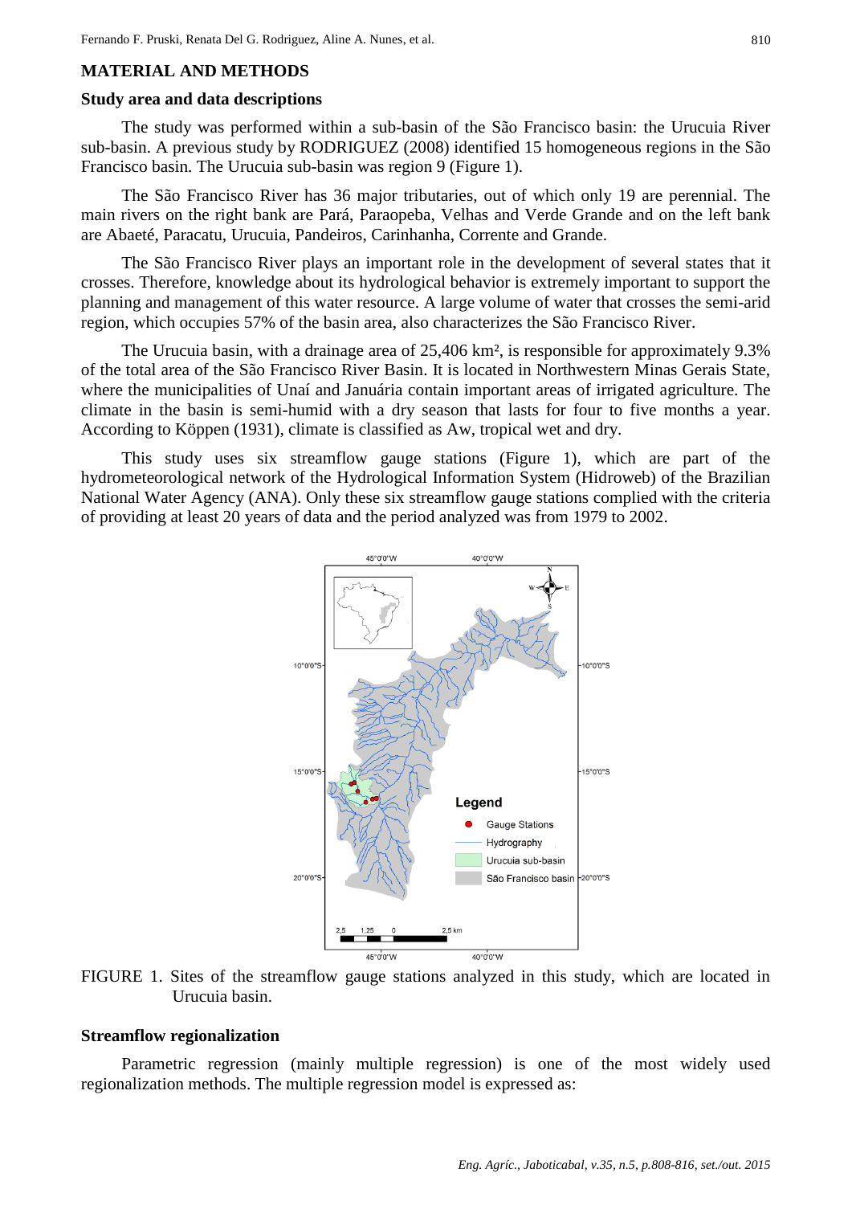## MATERIAL AND METHODS

### Study area and data descriptions

The study was performed within a sub-basin of the São Francisco basin: the Urucuia River sub-basin. A previous study by RODRIGUEZ (2008) identified 15 homogeneous regions in the São Francisco basin. The Urucuia sub-basin was region 9 (Figure 1).

The São Francisco River has 36 major tributaries, out of which only 19 are perennial. The main rivers on the right bank are Pará, Paraopeba, Velhas and Verde Grande and on the left bank are Abaeté, Paracatu, Urucuia, Pandeiros, Carinhanha, Corrente and Grande.

The São Francisco River plays an important role in the development of several states that it crosses. Therefore, knowledge about its hydrological behavior is extremely important to support the planning and management of this water resource. A large volume of water that crosses the semi-arid region, which occupies 57% of the basin area, also characterizes the São Francisco River.

The Urucuia basin, with a drainage area of 25,406 km², is responsible for approximately 9.3% of the total area of the São Francisco River Basin. It is located in Northwestern Minas Gerais State, where the municipalities of Unaí and Januária contain important areas of irrigated agriculture. The climate in the basin is semi-humid with a dry season that lasts for four to five months a year. According to Köppen (1931), climate is classified as Aw, tropical wet and dry.

This study uses six streamflow gauge stations (Figure 1), which are part of the hydrometeorological network of the Hydrological Information System (Hidroweb) of the Brazilian National Water Agency (ANA). Only these six streamflow gauge stations complied with the criteria of providing at least 20 years of data and the period analyzed was from 1979 to 2002.

FIGURE 1. Sites of the streamflow gauge stations analyzed in this study, which are located in Urucuia basin.

### Streamflow regionalization

Parametric regression (mainly multiple regression) is one of the most widely used regionalization methods. The multiple regression model is expressed as: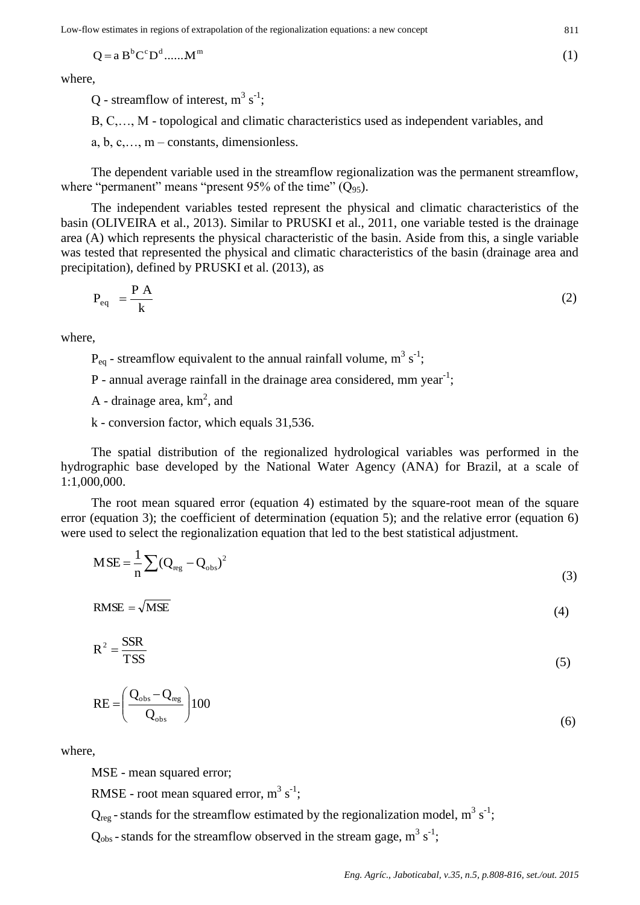$$Q = a\, B^{b} C^{c} D^{d} ......M^{m} \tag{1}$$

where,

Q - streamflow of interest, $m^3\ s^{-1}$;

B, C,…, M - topological and climatic characteristics used as independent variables, and

a, b, c,…, m – constants, dimensionless.

The dependent variable used in the streamflow regionalization was the permanent streamflow, where "permanent" means "present 95% of the time" ($Q_{95}$).

The independent variables tested represent the physical and climatic characteristics of the basin (OLIVEIRA et al., 2013). Similar to PRUSKI et al., 2011, one variable tested is the drainage area (A) which represents the physical characteristic of the basin. Aside from this, a single variable was tested that represented the physical and climatic characteristics of the basin (drainage area and precipitation), defined by PRUSKI et al. (2013), as

$$P_{eq} = \frac{P\ A}{k} \tag{2}$$

where,

$P_{eq}$ - streamflow equivalent to the annual rainfall volume, $m^3\ s^{-1}$;

P - annual average rainfall in the drainage area considered, mm $year^{-1}$;

A - drainage area, $km^2$, and

k - conversion factor, which equals 31,536.

The spatial distribution of the regionalized hydrological variables was performed in the hydrographic base developed by the National Water Agency (ANA) for Brazil, at a scale of 1:1,000,000.

The root mean squared error (equation 4) estimated by the square-root mean of the square error (equation 3); the coefficient of determination (equation 5); and the relative error (equation 6) were used to select the regionalization equation that led to the best statistical adjustment.

$$MSE = \frac{1}{n}\sum (Q_{reg} - Q_{obs})^2 \tag{3}$$

$$RMSE = \sqrt{MSE} \tag{4}$$

$$R^2 = \frac{SSR}{TSS} \tag{5}$$

$$RE = \left(\frac{Q_{obs} - Q_{reg}}{Q_{obs}}\right)100 \tag{6}$$

where,

MSE - mean squared error;

RMSE - root mean squared error, $m^3\ s^{-1}$;

$Q_{reg}$ - stands for the streamflow estimated by the regionalization model, $m^3\ s^{-1}$;

$Q_{obs}$ - stands for the streamflow observed in the stream gage, $m^3\ s^{-1}$;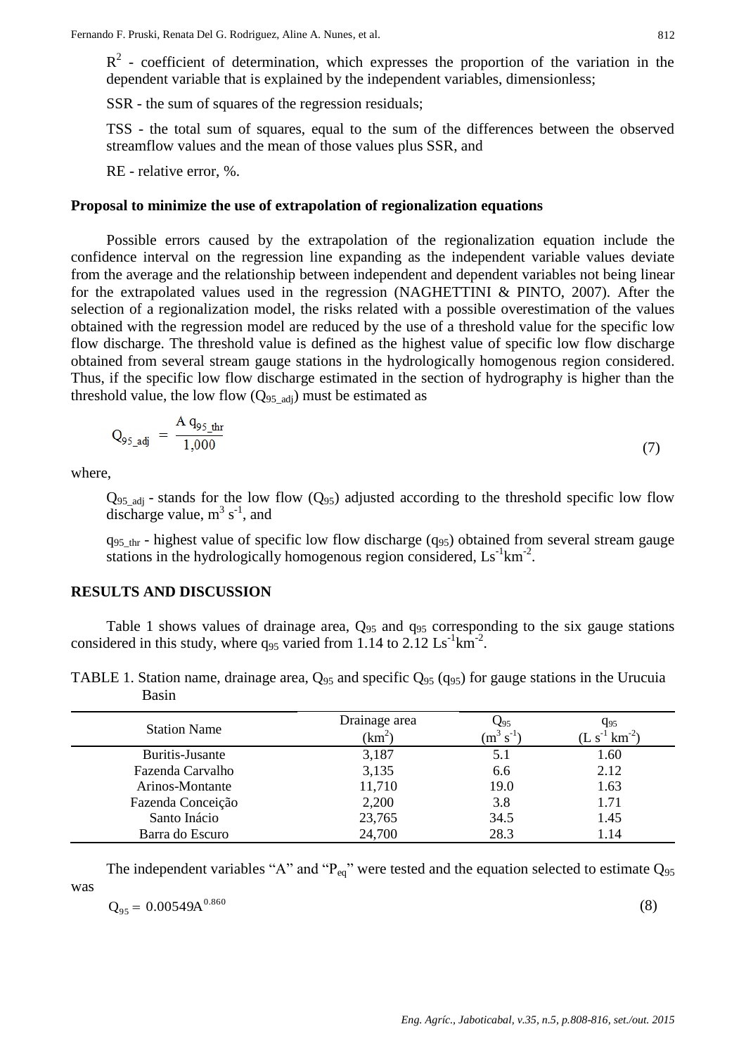$R^2$ - coefficient of determination, which expresses the proportion of the variation in the dependent variable that is explained by the independent variables, dimensionless;

SSR - the sum of squares of the regression residuals;

TSS - the total sum of squares, equal to the sum of the differences between the observed streamflow values and the mean of those values plus SSR, and

RE - relative error, %.

**Proposal to minimize the use of extrapolation of regionalization equations**

Possible errors caused by the extrapolation of the regionalization equation include the confidence interval on the regression line expanding as the independent variable values deviate from the average and the relationship between independent and dependent variables not being linear for the extrapolated values used in the regression (NAGHETTINI & PINTO, 2007). After the selection of a regionalization model, the risks related with a possible overestimation of the values obtained with the regression model are reduced by the use of a threshold value for the specific low flow discharge. The threshold value is defined as the highest value of specific low flow discharge obtained from several stream gauge stations in the hydrologically homogenous region considered. Thus, if the specific low flow discharge estimated in the section of hydrography is higher than the threshold value, the low flow ($Q_{95\_adj}$) must be estimated as

$$Q_{95\_adj} = \frac{A\, q_{95\_thr}}{1{,}000} \tag{7}$$

where,

$Q_{95\_adj}$ - stands for the low flow ($Q_{95}$) adjusted according to the threshold specific low flow discharge value, $m^3\,s^{-1}$, and

$q_{95\_thr}$ - highest value of specific low flow discharge ($q_{95}$) obtained from several stream gauge stations in the hydrologically homogenous region considered, $Ls^{-1}km^{-2}$.

## RESULTS AND DISCUSSION

Table 1 shows values of drainage area, $Q_{95}$ and $q_{95}$ corresponding to the six gauge stations considered in this study, where $q_{95}$ varied from 1.14 to 2.12 $Ls^{-1}km^{-2}$.

TABLE 1. Station name, drainage area, $Q_{95}$ and specific $Q_{95}$ ($q_{95}$) for gauge stations in the Urucuia Basin

| Station Name | Drainage area ($km^2$) | $Q_{95}$ ($m^3\,s^{-1}$) | $q_{95}$ ($L\,s^{-1}\,km^{-2}$) |
|---|---|---|---|
| Buritis-Jusante | 3,187 | 5.1 | 1.60 |
| Fazenda Carvalho | 3,135 | 6.6 | 2.12 |
| Arinos-Montante | 11,710 | 19.0 | 1.63 |
| Fazenda Conceição | 2,200 | 3.8 | 1.71 |
| Santo Inácio | 23,765 | 34.5 | 1.45 |
| Barra do Escuro | 24,700 | 28.3 | 1.14 |

The independent variables "A" and "$P_{eq}$" were tested and the equation selected to estimate $Q_{95}$ was

$$Q_{95} = 0.00549A^{0.860} \tag{8}$$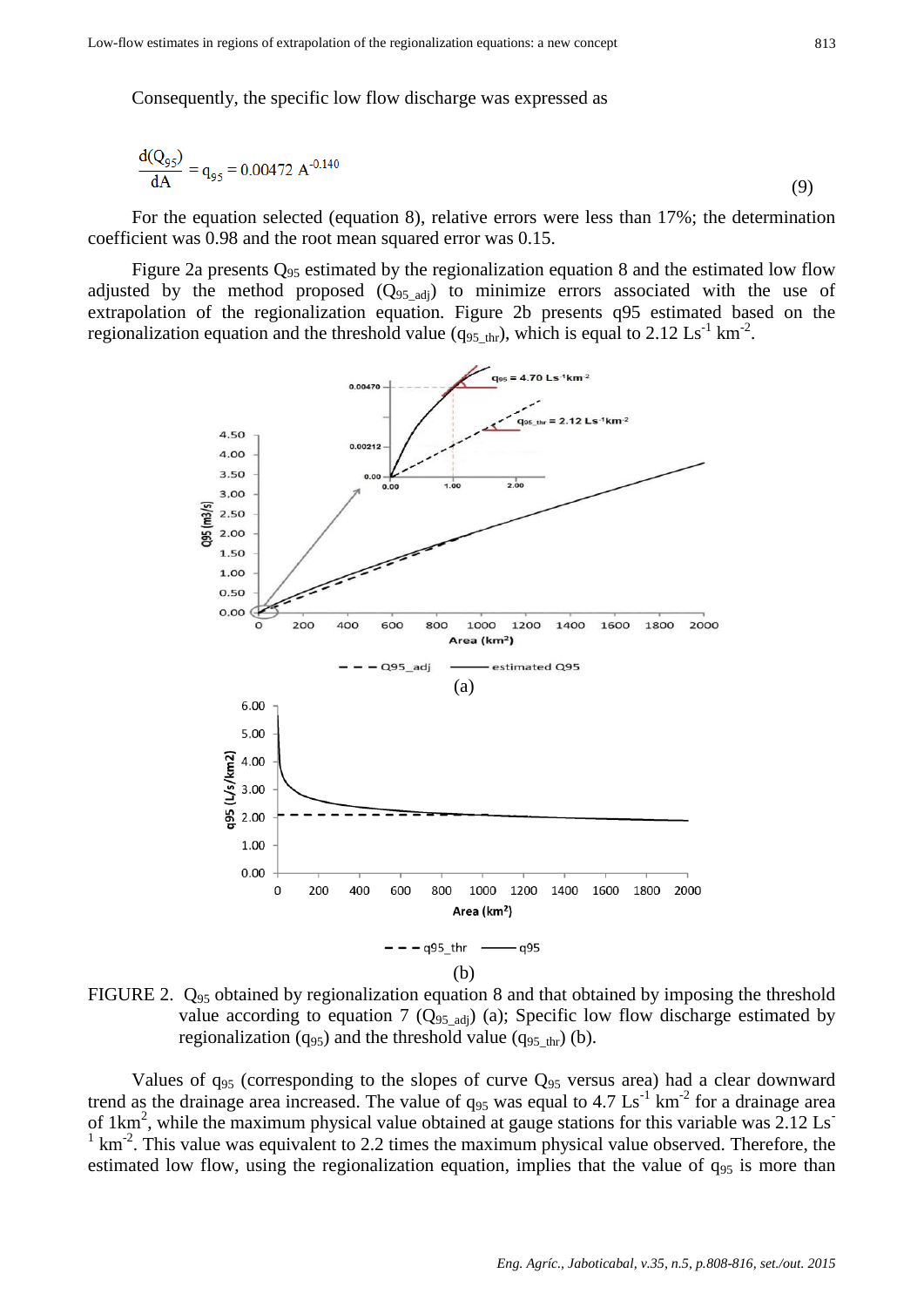Consequently, the specific low flow discharge was expressed as

$$\frac{d(Q_{95})}{dA} = q_{95} = 0.00472\ A^{-0.140} \tag{9}$$

For the equation selected (equation 8), relative errors were less than 17%; the determination coefficient was 0.98 and the root mean squared error was 0.15.

Figure 2a presents $Q_{95}$ estimated by the regionalization equation 8 and the estimated low flow adjusted by the method proposed ($Q_{95\_adj}$) to minimize errors associated with the use of extrapolation of the regionalization equation. Figure 2b presents q95 estimated based on the regionalization equation and the threshold value ($q_{95\_thr}$), which is equal to 2.12 $Ls^{-1}\ km^{-2}$.

FIGURE 2. $Q_{95}$ obtained by regionalization equation 8 and that obtained by imposing the threshold value according to equation 7 ($Q_{95\_adj}$) (a); Specific low flow discharge estimated by regionalization ($q_{95}$) and the threshold value ($q_{95\_thr}$) (b).

Values of $q_{95}$ (corresponding to the slopes of curve $Q_{95}$ versus area) had a clear downward trend as the drainage area increased. The value of $q_{95}$ was equal to 4.7 $Ls^{-1}\ km^{-2}$ for a drainage area of 1km$^2$, while the maximum physical value obtained at gauge stations for this variable was 2.12 $Ls^{-1}\ km^{-2}$. This value was equivalent to 2.2 times the maximum physical value observed. Therefore, the estimated low flow, using the regionalization equation, implies that the value of $q_{95}$ is more than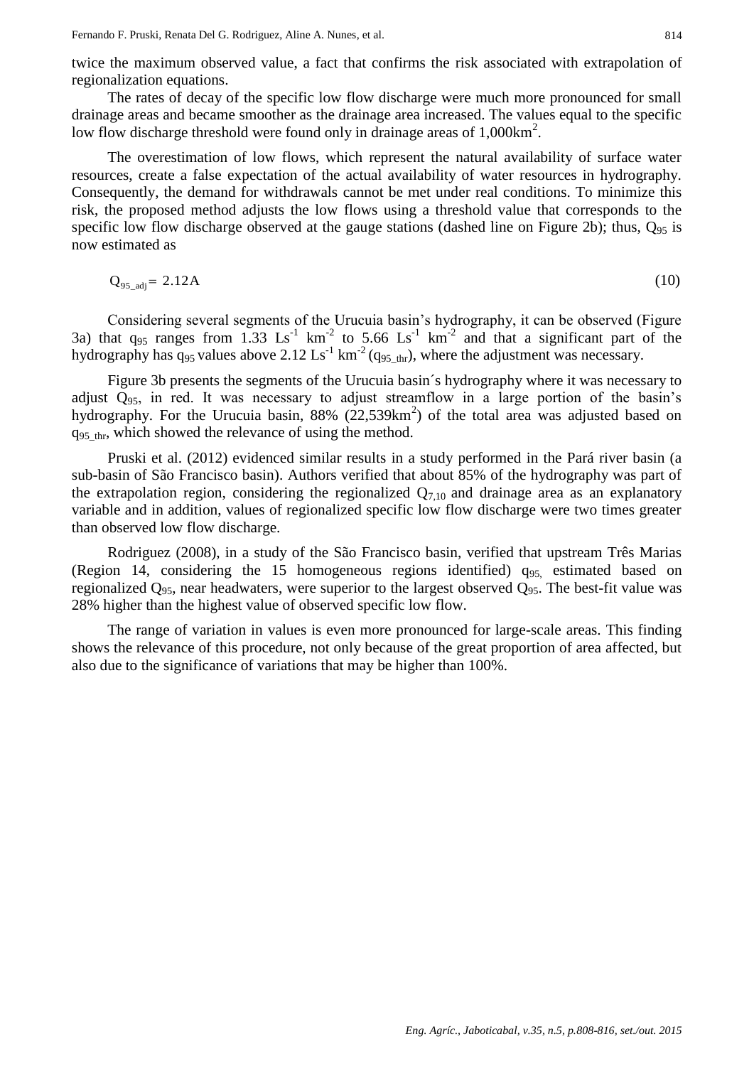twice the maximum observed value, a fact that confirms the risk associated with extrapolation of regionalization equations.

The rates of decay of the specific low flow discharge were much more pronounced for small drainage areas and became smoother as the drainage area increased. The values equal to the specific low flow discharge threshold were found only in drainage areas of 1,000km$^2$.

The overestimation of low flows, which represent the natural availability of surface water resources, create a false expectation of the actual availability of water resources in hydrography. Consequently, the demand for withdrawals cannot be met under real conditions. To minimize this risk, the proposed method adjusts the low flows using a threshold value that corresponds to the specific low flow discharge observed at the gauge stations (dashed line on Figure 2b); thus, $Q_{95}$ is now estimated as

$$Q_{95\_adj} = 2.12A \tag{10}$$

Considering several segments of the Urucuia basin's hydrography, it can be observed (Figure 3a) that $q_{95}$ ranges from 1.33 Ls$^{-1}$ km$^{-2}$ to 5.66 Ls$^{-1}$ km$^{-2}$ and that a significant part of the hydrography has $q_{95}$ values above 2.12 Ls$^{-1}$ km$^{-2}$ ($q_{95\_thr}$), where the adjustment was necessary.

Figure 3b presents the segments of the Urucuia basin´s hydrography where it was necessary to adjust $Q_{95}$, in red. It was necessary to adjust streamflow in a large portion of the basin's hydrography. For the Urucuia basin, 88% (22,539km$^2$) of the total area was adjusted based on $q_{95\_thr}$, which showed the relevance of using the method.

Pruski et al. (2012) evidenced similar results in a study performed in the Pará river basin (a sub-basin of São Francisco basin). Authors verified that about 85% of the hydrography was part of the extrapolation region, considering the regionalized $Q_{7,10}$ and drainage area as an explanatory variable and in addition, values of regionalized specific low flow discharge were two times greater than observed low flow discharge.

Rodriguez (2008), in a study of the São Francisco basin, verified that upstream Três Marias (Region 14, considering the 15 homogeneous regions identified) $q_{95,}$ estimated based on regionalized $Q_{95}$, near headwaters, were superior to the largest observed $Q_{95}$. The best-fit value was 28% higher than the highest value of observed specific low flow.

The range of variation in values is even more pronounced for large-scale areas. This finding shows the relevance of this procedure, not only because of the great proportion of area affected, but also due to the significance of variations that may be higher than 100%.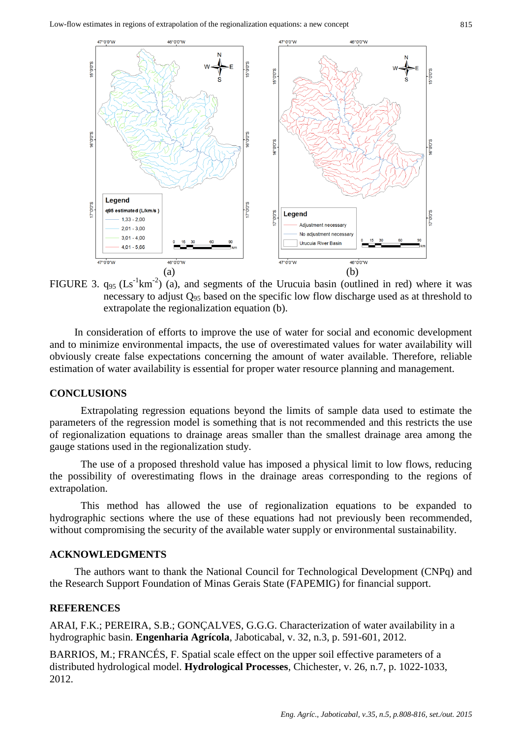FIGURE 3. $q_{95}$ ($Ls^{-1}km^{-2}$) (a), and segments of the Urucuia basin (outlined in red) where it was necessary to adjust $Q_{95}$ based on the specific low flow discharge used as at threshold to extrapolate the regionalization equation (b).

In consideration of efforts to improve the use of water for social and economic development and to minimize environmental impacts, the use of overestimated values for water availability will obviously create false expectations concerning the amount of water available. Therefore, reliable estimation of water availability is essential for proper water resource planning and management.

## CONCLUSIONS

Extrapolating regression equations beyond the limits of sample data used to estimate the parameters of the regression model is something that is not recommended and this restricts the use of regionalization equations to drainage areas smaller than the smallest drainage area among the gauge stations used in the regionalization study.

The use of a proposed threshold value has imposed a physical limit to low flows, reducing the possibility of overestimating flows in the drainage areas corresponding to the regions of extrapolation.

This method has allowed the use of regionalization equations to be expanded to hydrographic sections where the use of these equations had not previously been recommended, without compromising the security of the available water supply or environmental sustainability.

## ACKNOWLEDGMENTS

The authors want to thank the National Council for Technological Development (CNPq) and the Research Support Foundation of Minas Gerais State (FAPEMIG) for financial support.

## REFERENCES

ARAI, F.K.; PEREIRA, S.B.; GONÇALVES, G.G.G. Characterization of water availability in a hydrographic basin. **Engenharia Agrícola**, Jaboticabal, v. 32, n.3, p. 591-601, 2012.

BARRIOS, M.; FRANCÉS, F. Spatial scale effect on the upper soil effective parameters of a distributed hydrological model. **Hydrological Processes**, Chichester, v. 26, n.7, p. 1022-1033, 2012.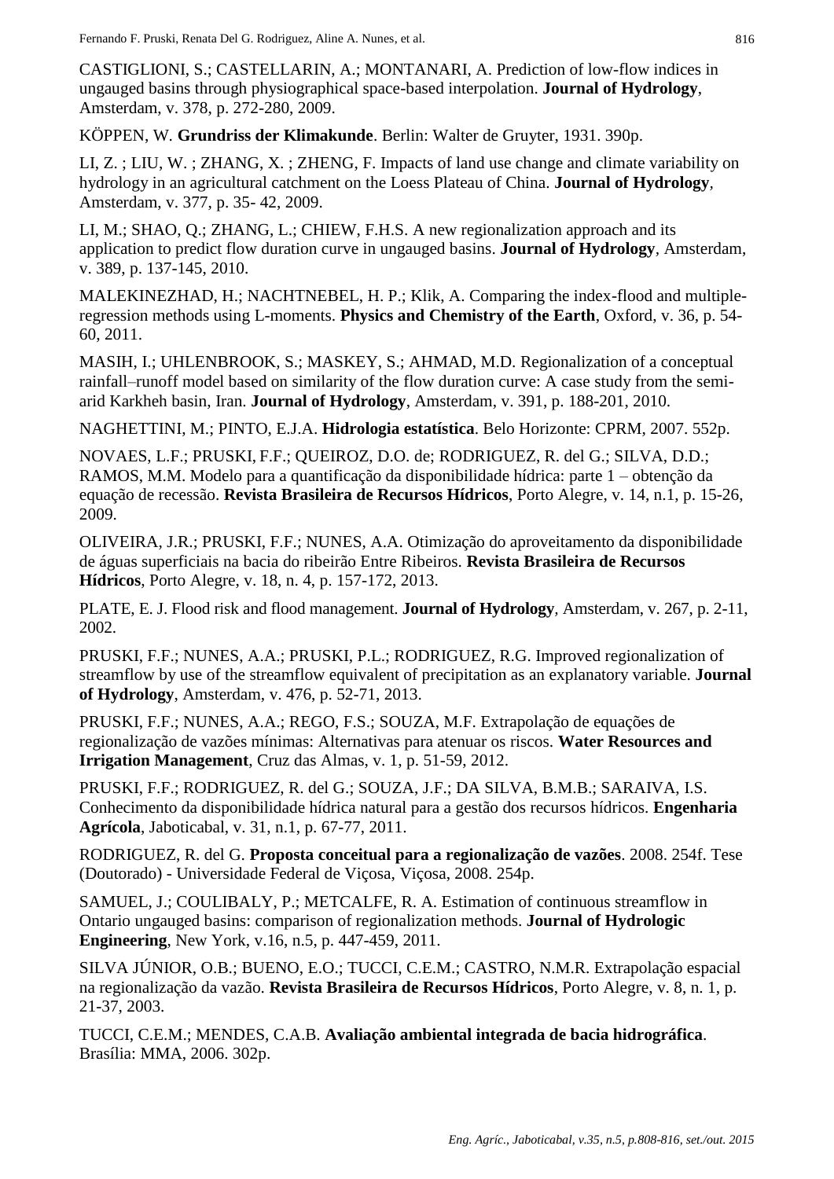CASTIGLIONI, S.; CASTELLARIN, A.; MONTANARI, A. Prediction of low-flow indices in ungauged basins through physiographical space-based interpolation. **Journal of Hydrology**, Amsterdam, v. 378, p. 272-280, 2009.

KÖPPEN, W. **Grundriss der Klimakunde**. Berlin: Walter de Gruyter, 1931. 390p.

LI, Z. ; LIU, W. ; ZHANG, X. ; ZHENG, F. Impacts of land use change and climate variability on hydrology in an agricultural catchment on the Loess Plateau of China. **Journal of Hydrology**, Amsterdam, v. 377, p. 35- 42, 2009.

LI, M.; SHAO, Q.; ZHANG, L.; CHIEW, F.H.S. A new regionalization approach and its application to predict flow duration curve in ungauged basins. **Journal of Hydrology**, Amsterdam, v. 389, p. 137-145, 2010.

MALEKINEZHAD, H.; NACHTNEBEL, H. P.; Klik, A. Comparing the index-flood and multiple-regression methods using L-moments. **Physics and Chemistry of the Earth**, Oxford, v. 36, p. 54-60, 2011.

MASIH, I.; UHLENBROOK, S.; MASKEY, S.; AHMAD, M.D. Regionalization of a conceptual rainfall–runoff model based on similarity of the flow duration curve: A case study from the semi-arid Karkheh basin, Iran. **Journal of Hydrology**, Amsterdam, v. 391, p. 188-201, 2010.

NAGHETTINI, M.; PINTO, E.J.A. **Hidrologia estatística**. Belo Horizonte: CPRM, 2007. 552p.

NOVAES, L.F.; PRUSKI, F.F.; QUEIROZ, D.O. de; RODRIGUEZ, R. del G.; SILVA, D.D.; RAMOS, M.M. Modelo para a quantificação da disponibilidade hídrica: parte 1 – obtenção da equação de recessão. **Revista Brasileira de Recursos Hídricos**, Porto Alegre, v. 14, n.1, p. 15-26, 2009.

OLIVEIRA, J.R.; PRUSKI, F.F.; NUNES, A.A. Otimização do aproveitamento da disponibilidade de águas superficiais na bacia do ribeirão Entre Ribeiros. **Revista Brasileira de Recursos Hídricos**, Porto Alegre, v. 18, n. 4, p. 157-172, 2013.

PLATE, E. J. Flood risk and flood management. **Journal of Hydrology**, Amsterdam, v. 267, p. 2-11, 2002.

PRUSKI, F.F.; NUNES, A.A.; PRUSKI, P.L.; RODRIGUEZ, R.G. Improved regionalization of streamflow by use of the streamflow equivalent of precipitation as an explanatory variable. **Journal of Hydrology**, Amsterdam, v. 476, p. 52-71, 2013.

PRUSKI, F.F.; NUNES, A.A.; REGO, F.S.; SOUZA, M.F. Extrapolação de equações de regionalização de vazões mínimas: Alternativas para atenuar os riscos. **Water Resources and Irrigation Management**, Cruz das Almas, v. 1, p. 51-59, 2012.

PRUSKI, F.F.; RODRIGUEZ, R. del G.; SOUZA, J.F.; DA SILVA, B.M.B.; SARAIVA, I.S. Conhecimento da disponibilidade hídrica natural para a gestão dos recursos hídricos. **Engenharia Agrícola**, Jaboticabal, v. 31, n.1, p. 67-77, 2011.

RODRIGUEZ, R. del G. **Proposta conceitual para a regionalização de vazões**. 2008. 254f. Tese (Doutorado) - Universidade Federal de Viçosa, Viçosa, 2008. 254p.

SAMUEL, J.; COULIBALY, P.; METCALFE, R. A. Estimation of continuous streamflow in Ontario ungauged basins: comparison of regionalization methods. **Journal of Hydrologic Engineering**, New York, v.16, n.5, p. 447-459, 2011.

SILVA JÚNIOR, O.B.; BUENO, E.O.; TUCCI, C.E.M.; CASTRO, N.M.R. Extrapolação espacial na regionalização da vazão. **Revista Brasileira de Recursos Hídricos**, Porto Alegre, v. 8, n. 1, p. 21-37, 2003.

TUCCI, C.E.M.; MENDES, C.A.B. **Avaliação ambiental integrada de bacia hidrográfica**. Brasília: MMA, 2006. 302p.